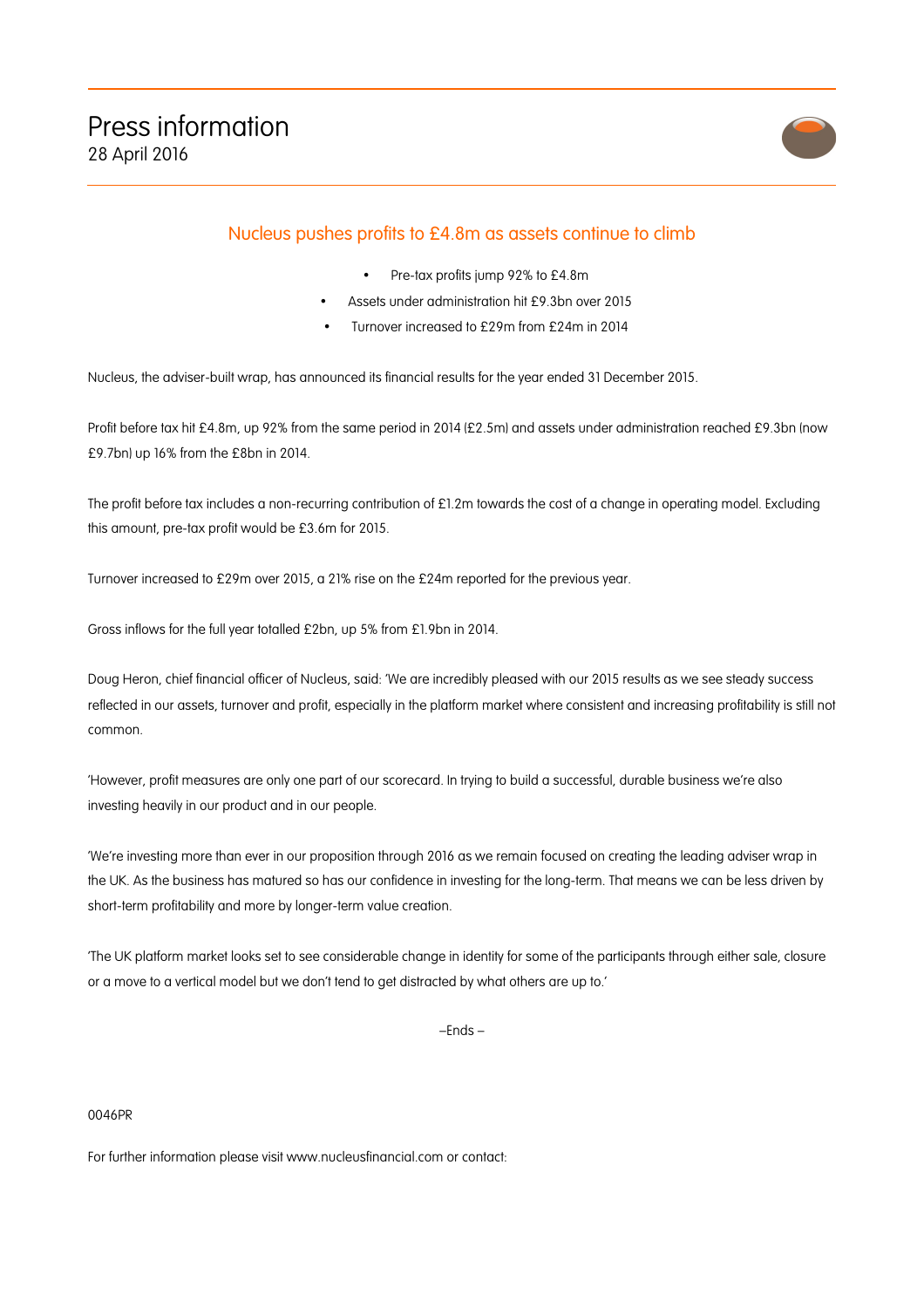# Press information

28 April 2016

## Nucleus pushes profits to £4.8m as assets continue to climb

- Pre-tax profits jump 92% to £4.8m
- Assets under administration hit £9.3bn over 2015
- Turnover increased to £29m from £24m in 2014

Nucleus, the adviser-built wrap, has announced its financial results for the year ended 31 December 2015.

Profit before tax hit £4.8m, up 92% from the same period in 2014 (£2.5m) and assets under administration reached £9.3bn (now £9.7bn) up 16% from the £8bn in 2014.

The profit before tax includes a non-recurring contribution of £1.2m towards the cost of a change in operating model. Excluding this amount, pre-tax profit would be £3.6m for 2015.

Turnover increased to £29m over 2015, a 21% rise on the £24m reported for the previous year.

Gross inflows for the full year totalled £2bn, up 5% from £1.9bn in 2014.

Doug Heron, chief financial officer of Nucleus, said: 'We are incredibly pleased with our 2015 results as we see steady success reflected in our assets, turnover and profit, especially in the platform market where consistent and increasing profitability is still not common.

'However, profit measures are only one part of our scorecard. In trying to build a successful, durable business we're also investing heavily in our product and in our people.

'We're investing more than ever in our proposition through 2016 as we remain focused on creating the leading adviser wrap in the UK. As the business has matured so has our confidence in investing for the long-term. That means we can be less driven by short-term profitability and more by longer-term value creation.

'The UK platform market looks set to see considerable change in identity for some of the participants through either sale, closure or a move to a vertical model but we don't tend to get distracted by what others are up to.'

–Ends –

0046PR

For further information please visit www.nucleusfinancial.com or contact: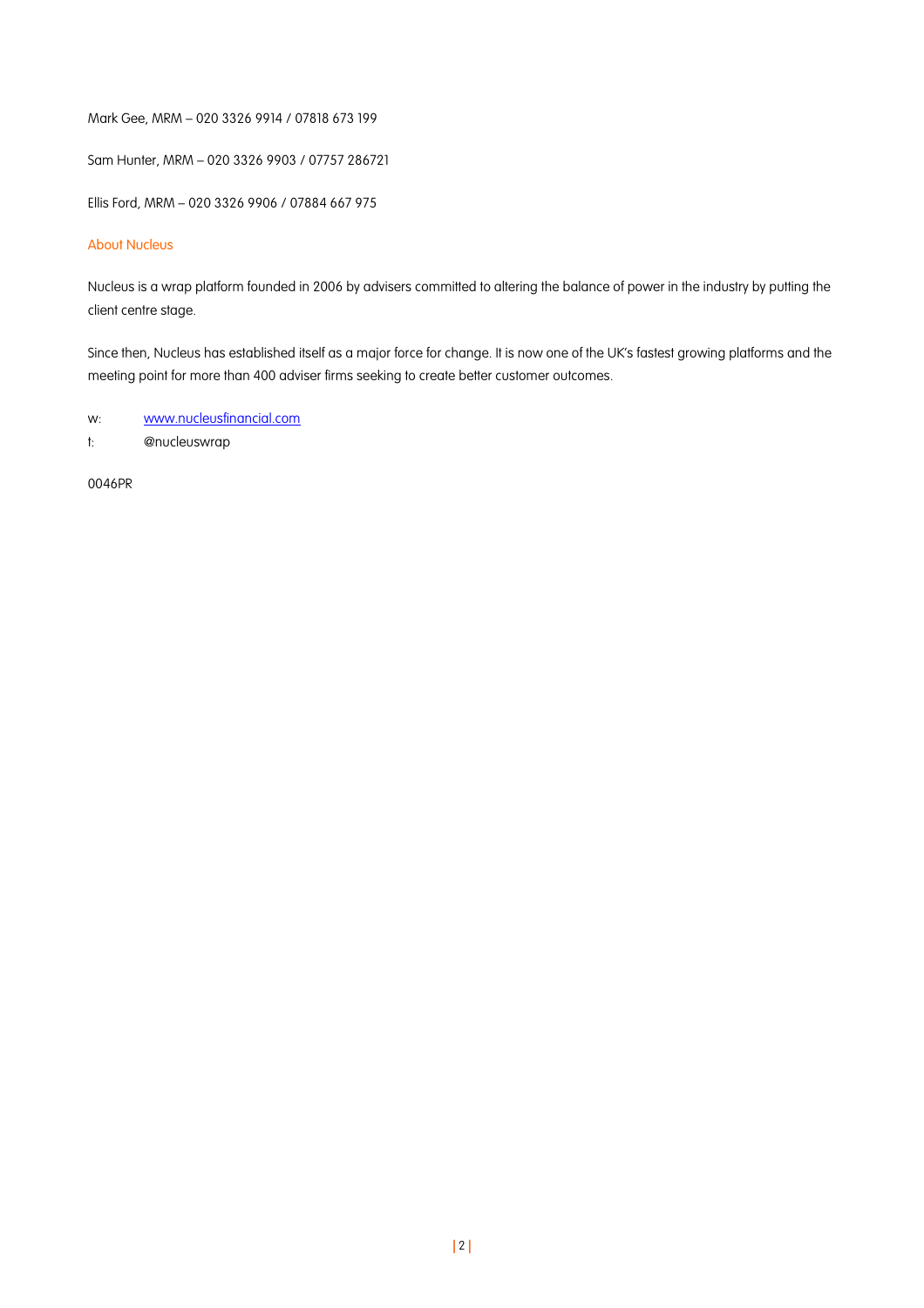Mark Gee, MRM – 020 3326 9914 / 07818 673 199

Sam Hunter, MRM – 020 3326 9903 / 07757 286721

Ellis Ford, MRM – 020 3326 9906 / 07884 667 975

## About Nucleus

Nucleus is a wrap platform founded in 2006 by advisers committed to altering the balance of power in the industry by putting the client centre stage.

Since then, Nucleus has established itself as a major force for change. It is now one of the UK's fastest growing platforms and the meeting point for more than 400 adviser firms seeking to create better customer outcomes.

w: www.nucleusfinancial.com

t: @nucleuswrap

0046PR